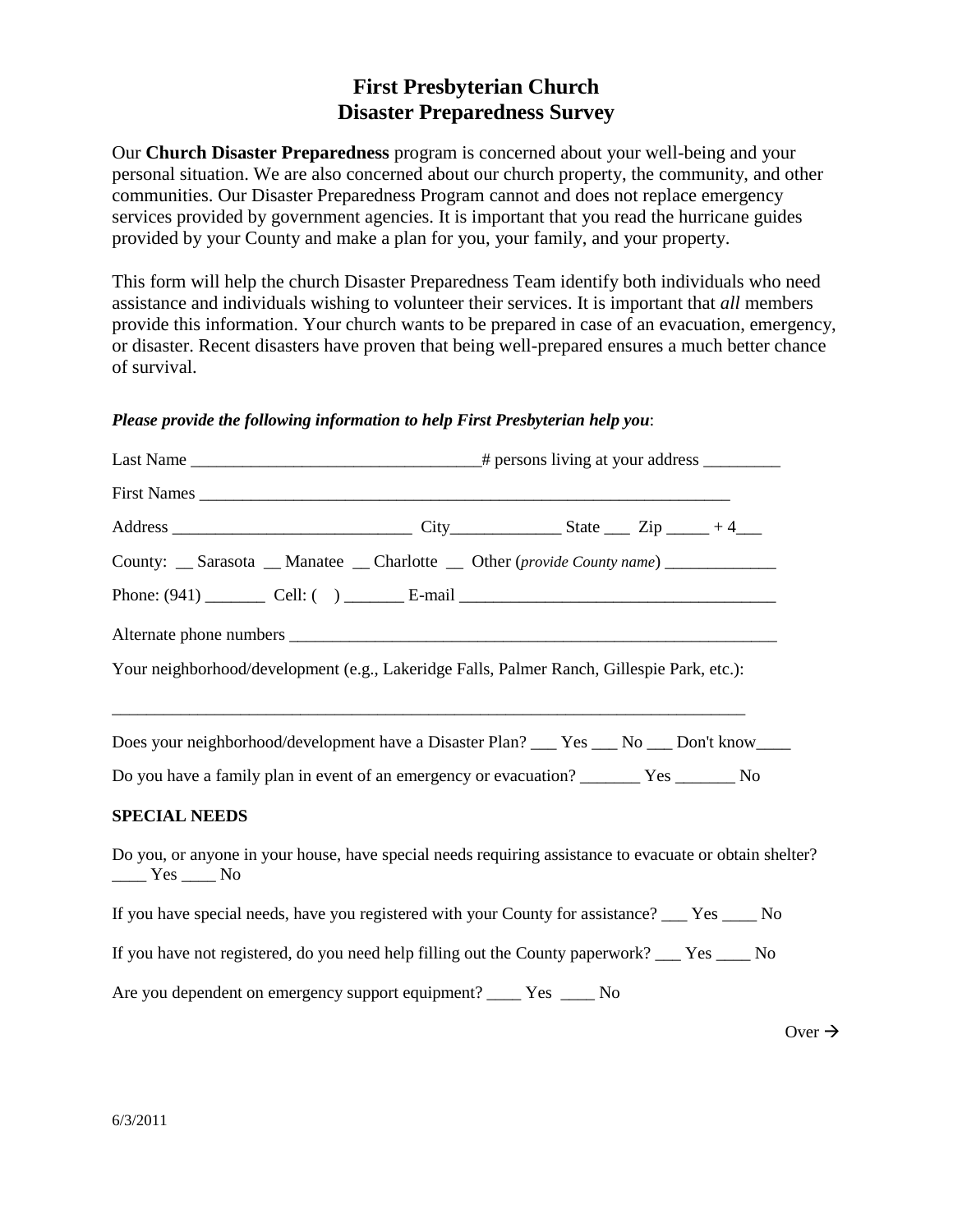# First Presbyterian Church
# Disaster Preparedness Survey

Our **Church Disaster Preparedness** program is concerned about your well-being and your personal situation. We are also concerned about our church property, the community, and other communities. Our Disaster Preparedness Program cannot and does not replace emergency services provided by government agencies. It is important that you read the hurricane guides provided by your County and make a plan for you, your family, and your property.

This form will help the church Disaster Preparedness Team identify both individuals who need assistance and individuals wishing to volunteer their services. It is important that *all* members provide this information. Your church wants to be prepared in case of an evacuation, emergency, or disaster. Recent disasters have proven that being well-prepared ensures a much better chance of survival.

***Please provide the following information to help First Presbyterian help you***:

Last Name _________________________________# persons living at your address _________

First Names _______________________________________________________________

Address ____________________________ City_____________ State ___ Zip _____ + 4___

County: __ Sarasota __ Manatee __ Charlotte __ Other (*provide County name*) _____________

Phone: (941) _______ Cell: ( ) _______ E-mail ____________________________________

Alternate phone numbers __________________________________________________________

Your neighborhood/development (e.g., Lakeridge Falls, Palmer Ranch, Gillespie Park, etc.):

___________________________________________________________________________

Does your neighborhood/development have a Disaster Plan? ___ Yes ___ No ___ Don't know____

Do you have a family plan in event of an emergency or evacuation? _______ Yes _______ No

**SPECIAL NEEDS**

Do you, or anyone in your house, have special needs requiring assistance to evacuate or obtain shelter? ____ Yes ____ No

If you have special needs, have you registered with your County for assistance? ___ Yes ____ No

If you have not registered, do you need help filling out the County paperwork? ___ Yes ____ No

Are you dependent on emergency support equipment? ____ Yes ____ No

Over →

6/3/2011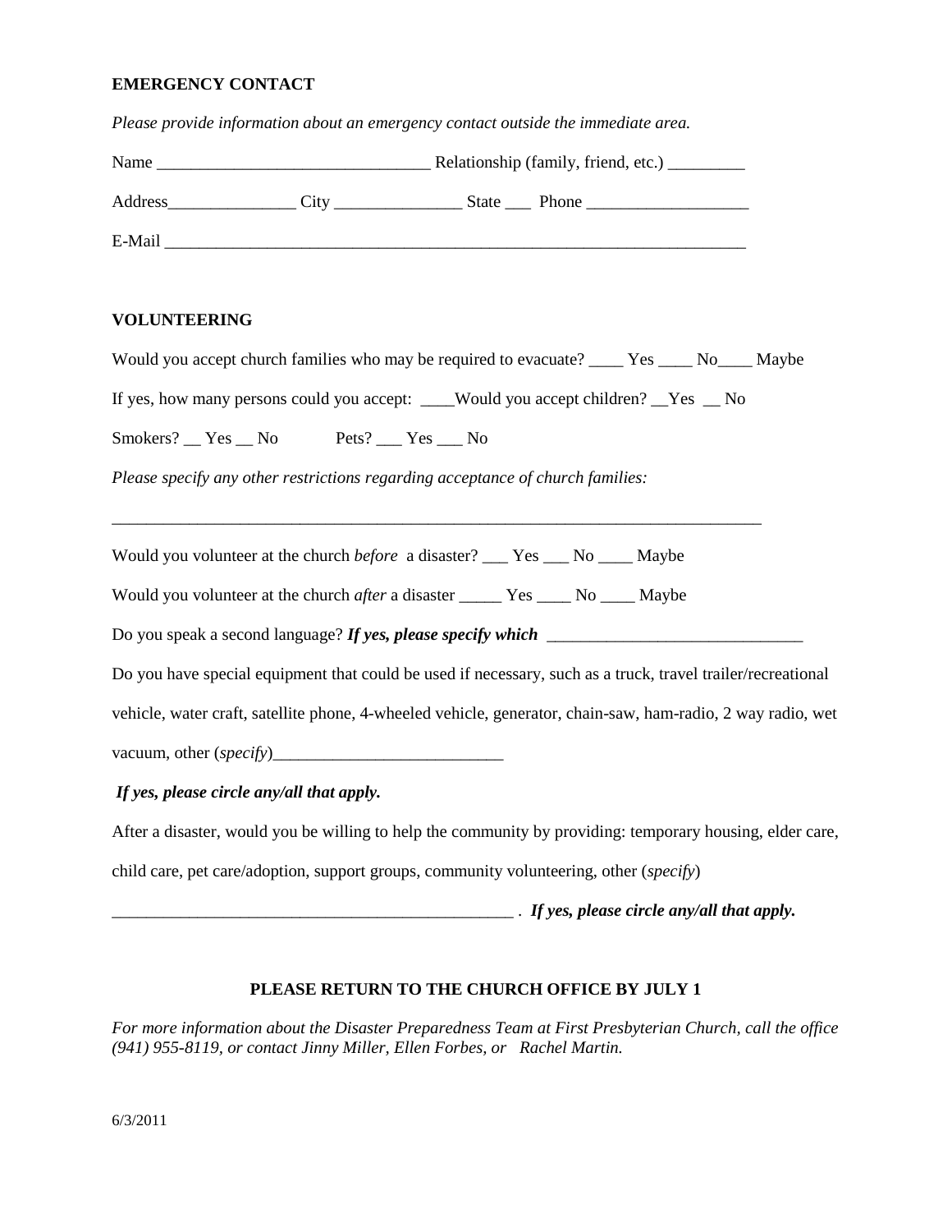**EMERGENCY CONTACT**

*Please provide information about an emergency contact outside the immediate area.*

Name ________________________________ Relationship (family, friend, etc.) _________

Address_______________ City _______________ State ___ Phone ___________________

E-Mail ______________________________________________________________________

**VOLUNTEERING**

Would you accept church families who may be required to evacuate? ____ Yes ____ No____ Maybe

If yes, how many persons could you accept: ____Would you accept children? __Yes __ No

Smokers? __ Yes __ No Pets? ___ Yes ___ No

*Please specify any other restrictions regarding acceptance of church families:*

_____________________________________________________________________________

Would you volunteer at the church *before* a disaster? ___ Yes ___ No ____ Maybe

Would you volunteer at the church *after* a disaster _____ Yes ____ No ____ Maybe

Do you speak a second language? ***If yes, please specify which*** ______________________________

Do you have special equipment that could be used if necessary, such as a truck, travel trailer/recreational vehicle, water craft, satellite phone, 4-wheeled vehicle, generator, chain-saw, ham-radio, 2 way radio, wet vacuum, other (*specify*)___________________________

***If yes, please circle any/all that apply.***

After a disaster, would you be willing to help the community by providing: temporary housing, elder care, child care, pet care/adoption, support groups, community volunteering, other (*specify*)

_________________________________________________ . ***If yes, please circle any/all that apply.***

**PLEASE RETURN TO THE CHURCH OFFICE BY JULY 1**

*For more information about the Disaster Preparedness Team at First Presbyterian Church, call the office (941) 955-8119, or contact Jinny Miller, Ellen Forbes, or Rachel Martin.*

6/3/2011